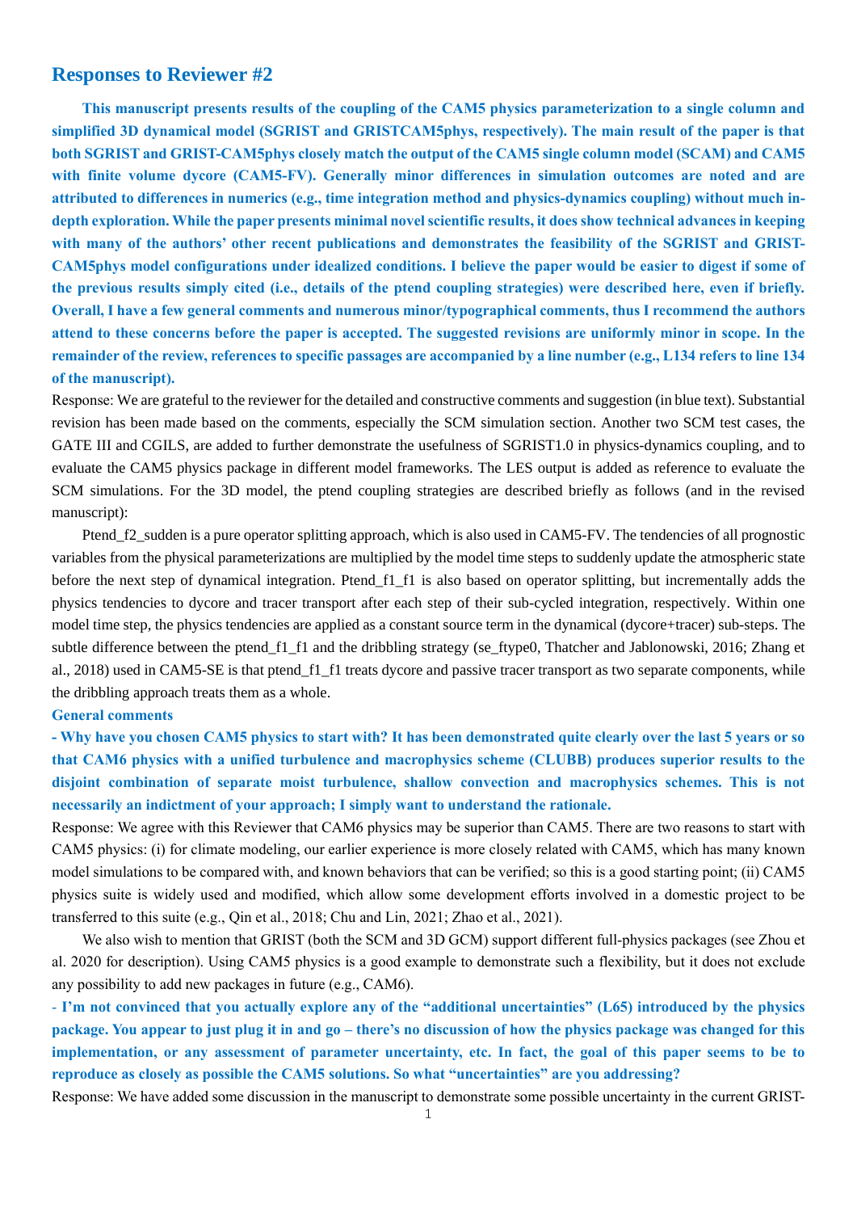# Responses to Reviewer #2

**This manuscript presents results of the coupling of the CAM5 physics parameterization to a single column and simplified 3D dynamical model (SGRIST and GRISTCAM5phys, respectively). The main result of the paper is that both SGRIST and GRIST-CAM5phys closely match the output of the CAM5 single column model (SCAM) and CAM5 with finite volume dycore (CAM5-FV). Generally minor differences in simulation outcomes are noted and are attributed to differences in numerics (e.g., time integration method and physics-dynamics coupling) without much in-depth exploration. While the paper presents minimal novel scientific results, it does show technical advances in keeping with many of the authors' other recent publications and demonstrates the feasibility of the SGRIST and GRIST-CAM5phys model configurations under idealized conditions. I believe the paper would be easier to digest if some of the previous results simply cited (i.e., details of the ptend coupling strategies) were described here, even if briefly. Overall, I have a few general comments and numerous minor/typographical comments, thus I recommend the authors attend to these concerns before the paper is accepted. The suggested revisions are uniformly minor in scope. In the remainder of the review, references to specific passages are accompanied by a line number (e.g., L134 refers to line 134 of the manuscript).**

Response: We are grateful to the reviewer for the detailed and constructive comments and suggestion (in blue text). Substantial revision has been made based on the comments, especially the SCM simulation section. Another two SCM test cases, the GATE III and CGILS, are added to further demonstrate the usefulness of SGRIST1.0 in physics-dynamics coupling, and to evaluate the CAM5 physics package in different model frameworks. The LES output is added as reference to evaluate the SCM simulations. For the 3D model, the ptend coupling strategies are described briefly as follows (and in the revised manuscript):

Ptend_f2_sudden is a pure operator splitting approach, which is also used in CAM5-FV. The tendencies of all prognostic variables from the physical parameterizations are multiplied by the model time steps to suddenly update the atmospheric state before the next step of dynamical integration. Ptend_f1_f1 is also based on operator splitting, but incrementally adds the physics tendencies to dycore and tracer transport after each step of their sub-cycled integration, respectively. Within one model time step, the physics tendencies are applied as a constant source term in the dynamical (dycore+tracer) sub-steps. The subtle difference between the ptend_f1_f1 and the dribbling strategy (se_ftype0, Thatcher and Jablonowski, 2016; Zhang et al., 2018) used in CAM5-SE is that ptend_f1_f1 treats dycore and passive tracer transport as two separate components, while the dribbling approach treats them as a whole.

## General comments

**- Why have you chosen CAM5 physics to start with? It has been demonstrated quite clearly over the last 5 years or so that CAM6 physics with a unified turbulence and macrophysics scheme (CLUBB) produces superior results to the disjoint combination of separate moist turbulence, shallow convection and macrophysics schemes. This is not necessarily an indictment of your approach; I simply want to understand the rationale.**

Response: We agree with this Reviewer that CAM6 physics may be superior than CAM5. There are two reasons to start with CAM5 physics: (i) for climate modeling, our earlier experience is more closely related with CAM5, which has many known model simulations to be compared with, and known behaviors that can be verified; so this is a good starting point; (ii) CAM5 physics suite is widely used and modified, which allow some development efforts involved in a domestic project to be transferred to this suite (e.g., Qin et al., 2018; Chu and Lin, 2021; Zhao et al., 2021).

We also wish to mention that GRIST (both the SCM and 3D GCM) support different full-physics packages (see Zhou et al. 2020 for description). Using CAM5 physics is a good example to demonstrate such a flexibility, but it does not exclude any possibility to add new packages in future (e.g., CAM6).

**- I'm not convinced that you actually explore any of the "additional uncertainties" (L65) introduced by the physics package. You appear to just plug it in and go – there's no discussion of how the physics package was changed for this implementation, or any assessment of parameter uncertainty, etc. In fact, the goal of this paper seems to be to reproduce as closely as possible the CAM5 solutions. So what "uncertainties" are you addressing?**

Response: We have added some discussion in the manuscript to demonstrate some possible uncertainty in the current GRIST-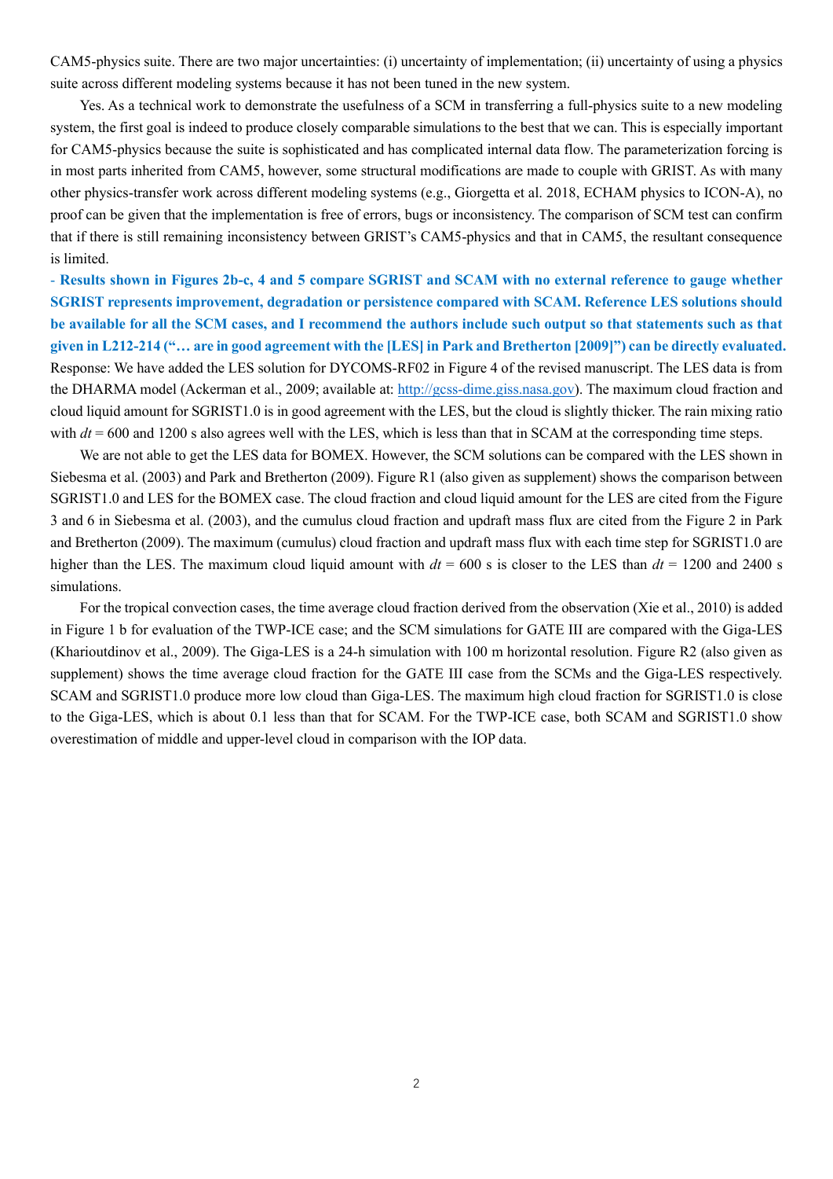CAM5-physics suite. There are two major uncertainties: (i) uncertainty of implementation; (ii) uncertainty of using a physics suite across different modeling systems because it has not been tuned in the new system.

Yes. As a technical work to demonstrate the usefulness of a SCM in transferring a full-physics suite to a new modeling system, the first goal is indeed to produce closely comparable simulations to the best that we can. This is especially important for CAM5-physics because the suite is sophisticated and has complicated internal data flow. The parameterization forcing is in most parts inherited from CAM5, however, some structural modifications are made to couple with GRIST. As with many other physics-transfer work across different modeling systems (e.g., Giorgetta et al. 2018, ECHAM physics to ICON-A), no proof can be given that the implementation is free of errors, bugs or inconsistency. The comparison of SCM test can confirm that if there is still remaining inconsistency between GRIST's CAM5-physics and that in CAM5, the resultant consequence is limited.

**- Results shown in Figures 2b-c, 4 and 5 compare SGRIST and SCAM with no external reference to gauge whether SGRIST represents improvement, degradation or persistence compared with SCAM. Reference LES solutions should be available for all the SCM cases, and I recommend the authors include such output so that statements such as that given in L212-214 ("… are in good agreement with the [LES] in Park and Bretherton [2009]") can be directly evaluated.**

Response: We have added the LES solution for DYCOMS-RF02 in Figure 4 of the revised manuscript. The LES data is from the DHARMA model (Ackerman et al., 2009; available at: http://gcss-dime.giss.nasa.gov). The maximum cloud fraction and cloud liquid amount for SGRIST1.0 is in good agreement with the LES, but the cloud is slightly thicker. The rain mixing ratio with $dt$ = 600 and 1200 s also agrees well with the LES, which is less than that in SCAM at the corresponding time steps.

We are not able to get the LES data for BOMEX. However, the SCM solutions can be compared with the LES shown in Siebesma et al. (2003) and Park and Bretherton (2009). Figure R1 (also given as supplement) shows the comparison between SGRIST1.0 and LES for the BOMEX case. The cloud fraction and cloud liquid amount for the LES are cited from the Figure 3 and 6 in Siebesma et al. (2003), and the cumulus cloud fraction and updraft mass flux are cited from the Figure 2 in Park and Bretherton (2009). The maximum (cumulus) cloud fraction and updraft mass flux with each time step for SGRIST1.0 are higher than the LES. The maximum cloud liquid amount with $dt$ = 600 s is closer to the LES than $dt$ = 1200 and 2400 s simulations.

For the tropical convection cases, the time average cloud fraction derived from the observation (Xie et al., 2010) is added in Figure 1 b for evaluation of the TWP-ICE case; and the SCM simulations for GATE III are compared with the Giga-LES (Kharioutdinov et al., 2009). The Giga-LES is a 24-h simulation with 100 m horizontal resolution. Figure R2 (also given as supplement) shows the time average cloud fraction for the GATE III case from the SCMs and the Giga-LES respectively. SCAM and SGRIST1.0 produce more low cloud than Giga-LES. The maximum high cloud fraction for SGRIST1.0 is close to the Giga-LES, which is about 0.1 less than that for SCAM. For the TWP-ICE case, both SCAM and SGRIST1.0 show overestimation of middle and upper-level cloud in comparison with the IOP data.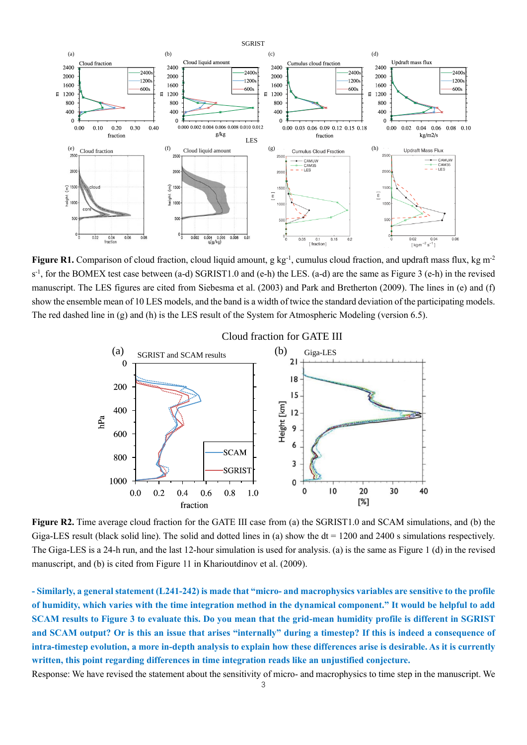**Figure R1.** Comparison of cloud fraction, cloud liquid amount, g kg$^{-1}$, cumulus cloud fraction, and updraft mass flux, kg m$^{-2}$ s$^{-1}$, for the BOMEX test case between (a-d) SGRIST1.0 and (e-h) the LES. (a-d) are the same as Figure 3 (e-h) in the revised manuscript. The LES figures are cited from Siebesma et al. (2003) and Park and Bretherton (2009). The lines in (e) and (f) show the ensemble mean of 10 LES models, and the band is a width of twice the standard deviation of the participating models. The red dashed line in (g) and (h) is the LES result of the System for Atmospheric Modeling (version 6.5).

**Figure R2.** Time average cloud fraction for the GATE III case from (a) the SGRIST1.0 and SCAM simulations, and (b) the Giga-LES result (black solid line). The solid and dotted lines in (a) show the dt = 1200 and 2400 s simulations respectively. The Giga-LES is a 24-h run, and the last 12-hour simulation is used for analysis. (a) is the same as Figure 1 (d) in the revised manuscript, and (b) is cited from Figure 11 in Khairoutdinov et al. (2009).

**- Similarly, a general statement (L241-242) is made that "micro- and macrophysics variables are sensitive to the profile of humidity, which varies with the time integration method in the dynamical component." It would be helpful to add SCAM results to Figure 3 to evaluate this. Do you mean that the grid-mean humidity profile is different in SGRIST and SCAM output? Or is this an issue that arises "internally" during a timestep? If this is indeed a consequence of intra-timestep evolution, a more in-depth analysis to explain how these differences arise is desirable. As it is currently written, this point regarding differences in time integration reads like an unjustified conjecture.**

Response: We have revised the statement about the sensitivity of micro- and macrophysics to time step in the manuscript. We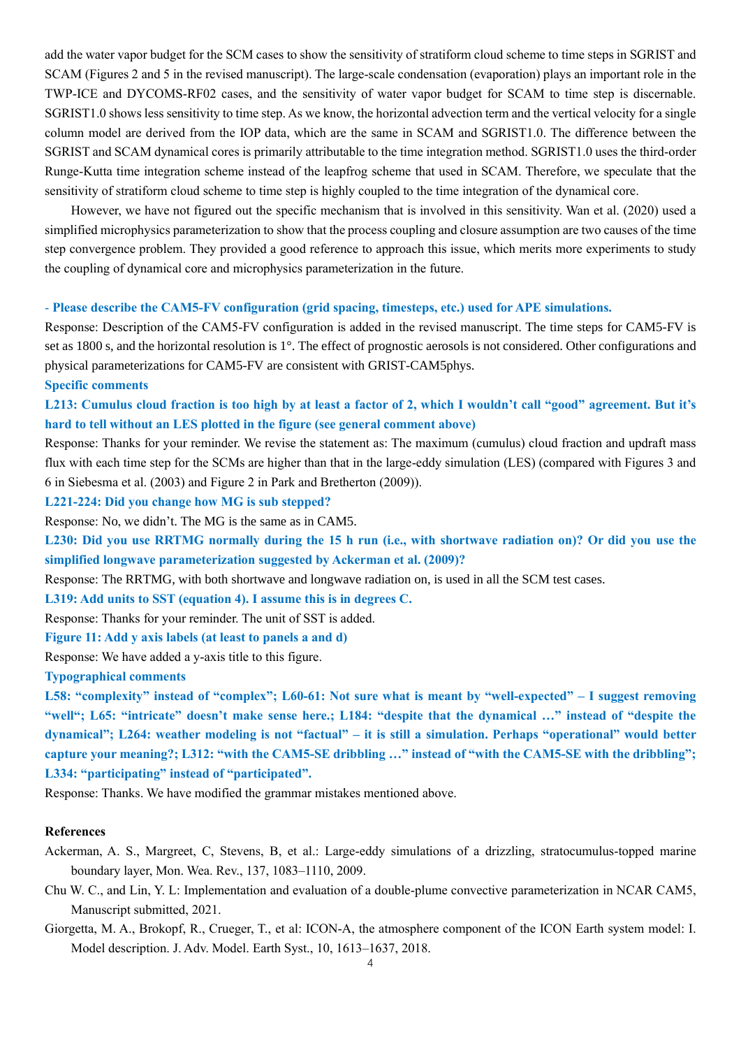add the water vapor budget for the SCM cases to show the sensitivity of stratiform cloud scheme to time steps in SGRIST and SCAM (Figures 2 and 5 in the revised manuscript). The large-scale condensation (evaporation) plays an important role in the TWP-ICE and DYCOMS-RF02 cases, and the sensitivity of water vapor budget for SCAM to time step is discernable. SGRIST1.0 shows less sensitivity to time step. As we know, the horizontal advection term and the vertical velocity for a single column model are derived from the IOP data, which are the same in SCAM and SGRIST1.0. The difference between the SGRIST and SCAM dynamical cores is primarily attributable to the time integration method. SGRIST1.0 uses the third-order Runge-Kutta time integration scheme instead of the leapfrog scheme that used in SCAM. Therefore, we speculate that the sensitivity of stratiform cloud scheme to time step is highly coupled to the time integration of the dynamical core.

However, we have not figured out the specific mechanism that is involved in this sensitivity. Wan et al. (2020) used a simplified microphysics parameterization to show that the process coupling and closure assumption are two causes of the time step convergence problem. They provided a good reference to approach this issue, which merits more experiments to study the coupling of dynamical core and microphysics parameterization in the future.

**- Please describe the CAM5-FV configuration (grid spacing, timesteps, etc.) used for APE simulations.**

Response: Description of the CAM5-FV configuration is added in the revised manuscript. The time steps for CAM5-FV is set as 1800 s, and the horizontal resolution is 1°. The effect of prognostic aerosols is not considered. Other configurations and physical parameterizations for CAM5-FV are consistent with GRIST-CAM5phys.

**Specific comments**

**L213: Cumulus cloud fraction is too high by at least a factor of 2, which I wouldn't call "good" agreement. But it's hard to tell without an LES plotted in the figure (see general comment above)**

Response: Thanks for your reminder. We revise the statement as: The maximum (cumulus) cloud fraction and updraft mass flux with each time step for the SCMs are higher than that in the large-eddy simulation (LES) (compared with Figures 3 and 6 in Siebesma et al. (2003) and Figure 2 in Park and Bretherton (2009)).

**L221-224: Did you change how MG is sub stepped?**

Response: No, we didn't. The MG is the same as in CAM5.

**L230: Did you use RRTMG normally during the 15 h run (i.e., with shortwave radiation on)? Or did you use the simplified longwave parameterization suggested by Ackerman et al. (2009)?**

Response: The RRTMG, with both shortwave and longwave radiation on, is used in all the SCM test cases.

**L319: Add units to SST (equation 4). I assume this is in degrees C.**

Response: Thanks for your reminder. The unit of SST is added.

**Figure 11: Add y axis labels (at least to panels a and d)**

Response: We have added a y-axis title to this figure.

**Typographical comments**

**L58: "complexity" instead of "complex"; L60-61: Not sure what is meant by "well-expected" – I suggest removing "well"; L65: "intricate" doesn't make sense here.; L184: "despite that the dynamical …" instead of "despite the dynamical"; L264: weather modeling is not "factual" – it is still a simulation. Perhaps "operational" would better capture your meaning?; L312: "with the CAM5-SE dribbling …" instead of "with the CAM5-SE with the dribbling"; L334: "participating" instead of "participated".**

Response: Thanks. We have modified the grammar mistakes mentioned above.

**References**

Ackerman, A. S., Margreet, C, Stevens, B, et al.: Large-eddy simulations of a drizzling, stratocumulus-topped marine boundary layer, Mon. Wea. Rev., 137, 1083–1110, 2009.

Chu W. C., and Lin, Y. L: Implementation and evaluation of a double-plume convective parameterization in NCAR CAM5, Manuscript submitted, 2021.

Giorgetta, M. A., Brokopf, R., Crueger, T., et al: ICON-A, the atmosphere component of the ICON Earth system model: I. Model description. J. Adv. Model. Earth Syst., 10, 1613–1637, 2018.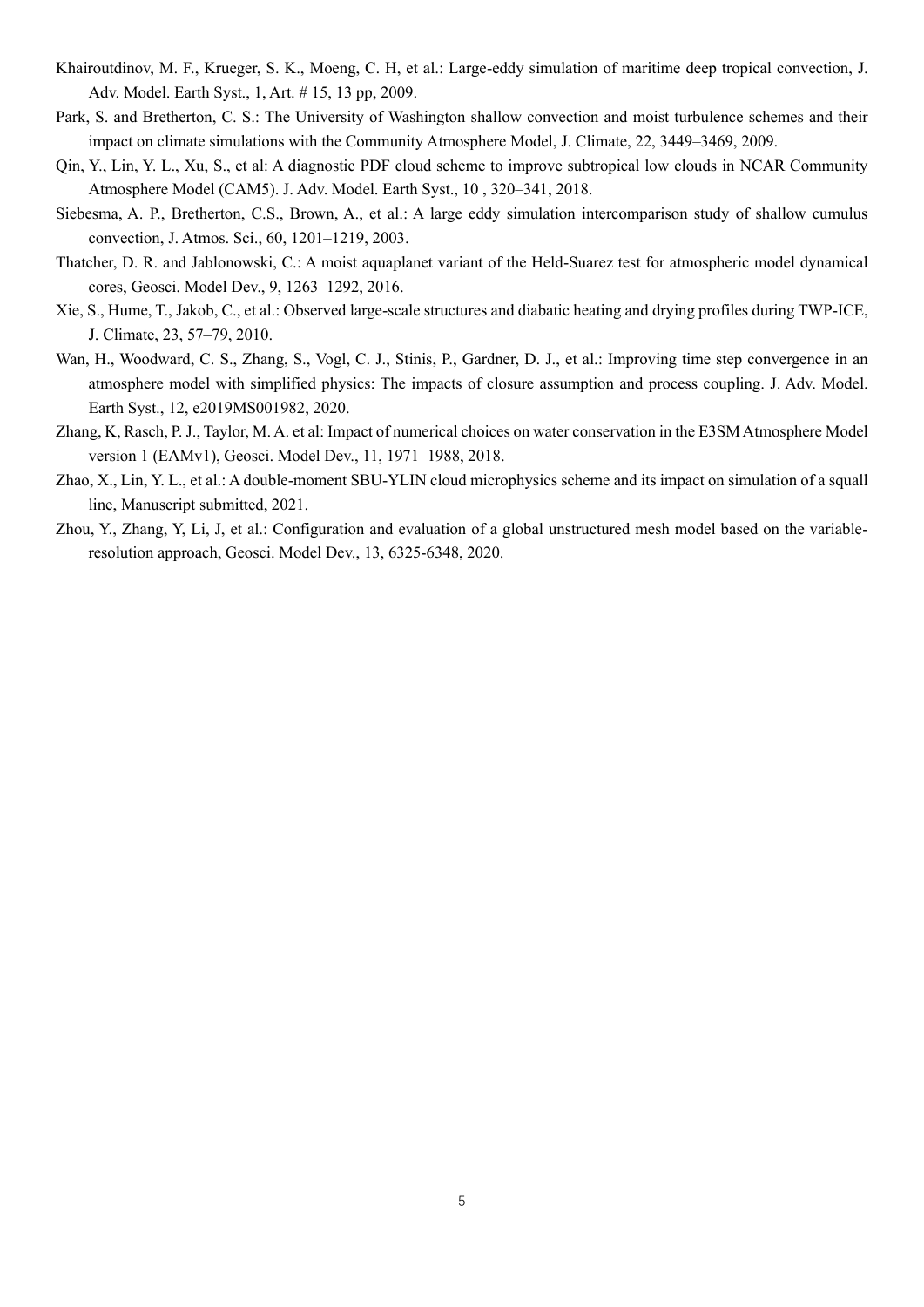Khairoutdinov, M. F., Krueger, S. K., Moeng, C. H, et al.: Large-eddy simulation of maritime deep tropical convection, J. Adv. Model. Earth Syst., 1, Art. # 15, 13 pp, 2009.

Park, S. and Bretherton, C. S.: The University of Washington shallow convection and moist turbulence schemes and their impact on climate simulations with the Community Atmosphere Model, J. Climate, 22, 3449–3469, 2009.

Qin, Y., Lin, Y. L., Xu, S., et al: A diagnostic PDF cloud scheme to improve subtropical low clouds in NCAR Community Atmosphere Model (CAM5). J. Adv. Model. Earth Syst., 10 , 320–341, 2018.

Siebesma, A. P., Bretherton, C.S., Brown, A., et al.: A large eddy simulation intercomparison study of shallow cumulus convection, J. Atmos. Sci., 60, 1201–1219, 2003.

Thatcher, D. R. and Jablonowski, C.: A moist aquaplanet variant of the Held-Suarez test for atmospheric model dynamical cores, Geosci. Model Dev., 9, 1263–1292, 2016.

Xie, S., Hume, T., Jakob, C., et al.: Observed large-scale structures and diabatic heating and drying profiles during TWP-ICE, J. Climate, 23, 57–79, 2010.

Wan, H., Woodward, C. S., Zhang, S., Vogl, C. J., Stinis, P., Gardner, D. J., et al.: Improving time step convergence in an atmosphere model with simplified physics: The impacts of closure assumption and process coupling. J. Adv. Model. Earth Syst., 12, e2019MS001982, 2020.

Zhang, K, Rasch, P. J., Taylor, M. A. et al: Impact of numerical choices on water conservation in the E3SM Atmosphere Model version 1 (EAMv1), Geosci. Model Dev., 11, 1971–1988, 2018.

Zhao, X., Lin, Y. L., et al.: A double-moment SBU-YLIN cloud microphysics scheme and its impact on simulation of a squall line, Manuscript submitted, 2021.

Zhou, Y., Zhang, Y, Li, J, et al.: Configuration and evaluation of a global unstructured mesh model based on the variable-resolution approach, Geosci. Model Dev., 13, 6325-6348, 2020.